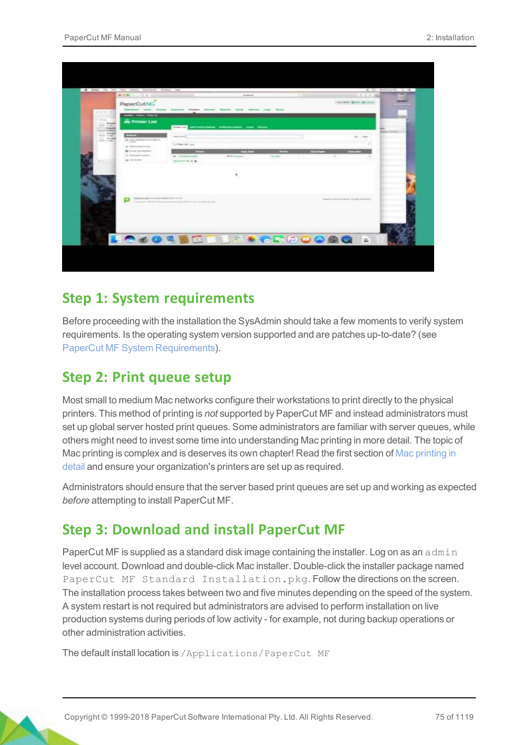## Step 1: System requirements

Before proceeding with the installation the SysAdmin should take a few moments to verify system requirements. Is the operating system version supported and are patches up-to-date? (see PaperCut MF System Requirements).

## Step 2: Print queue setup

Most small to medium Mac networks configure their workstations to print directly to the physical printers. This method of printing is *not* supported by PaperCut MF and instead administrators must set up global server hosted print queues. Some administrators are familiar with server queues, while others might need to invest some time into understanding Mac printing in more detail. The topic of Mac printing is complex and is deserves its own chapter! Read the first section of Mac printing in detail and ensure your organization's printers are set up as required.

Administrators should ensure that the server based print queues are set up and working as expected *before* attempting to install PaperCut MF.

## Step 3: Download and install PaperCut MF

PaperCut MF is supplied as a standard disk image containing the installer. Log on as an `admin` level account. Download and double-click Mac installer. Double-click the installer package named `PaperCut MF Standard Installation.pkg`. Follow the directions on the screen. The installation process takes between two and five minutes depending on the speed of the system. A system restart is not required but administrators are advised to perform installation on live production systems during periods of low activity - for example, not during backup operations or other administration activities.

The default install location is `/Applications/PaperCut MF`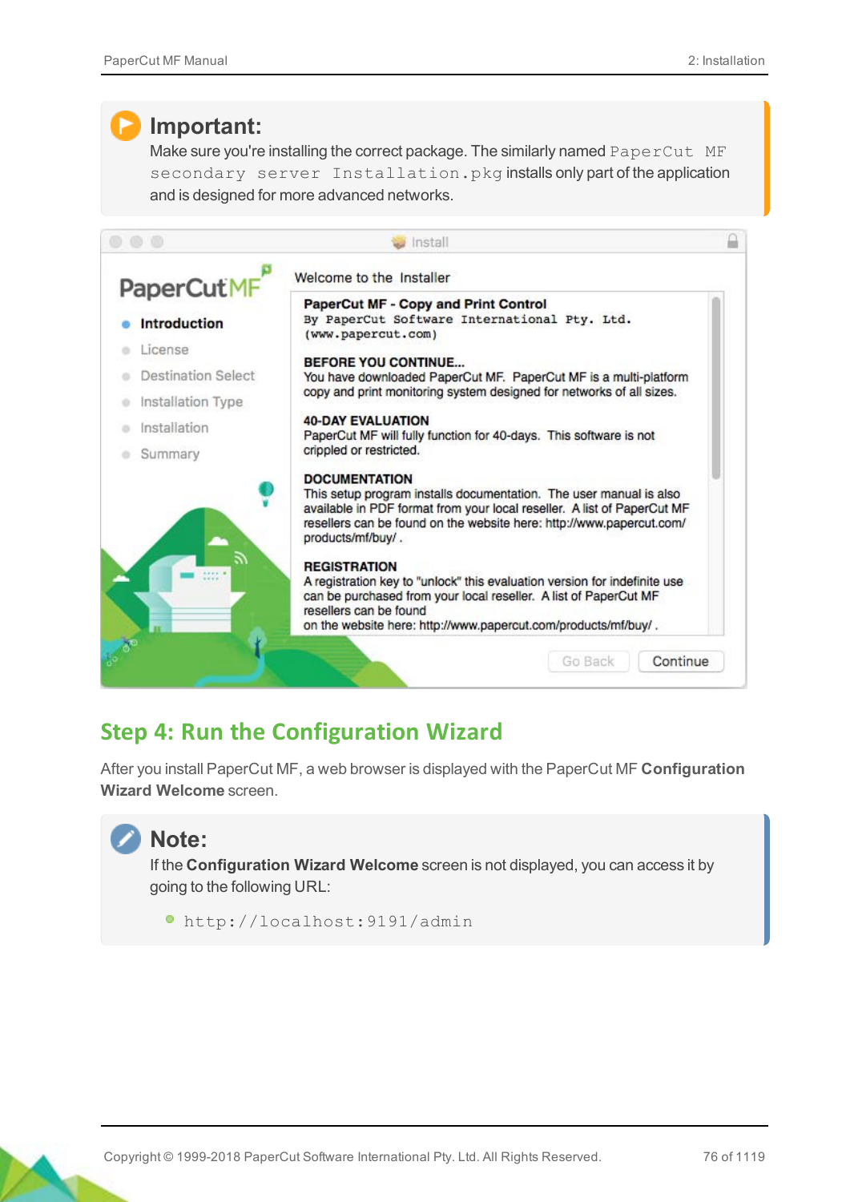**Important:**

Make sure you're installing the correct package. The similarly named `PaperCut MF secondary server Installation.pkg` installs only part of the application and is designed for more advanced networks.

## Step 4: Run the Configuration Wizard

After you install PaperCut MF, a web browser is displayed with the PaperCut MF **Configuration Wizard Welcome** screen.

**Note:**

If the **Configuration Wizard Welcome** screen is not displayed, you can access it by going to the following URL:

- `http://localhost:9191/admin`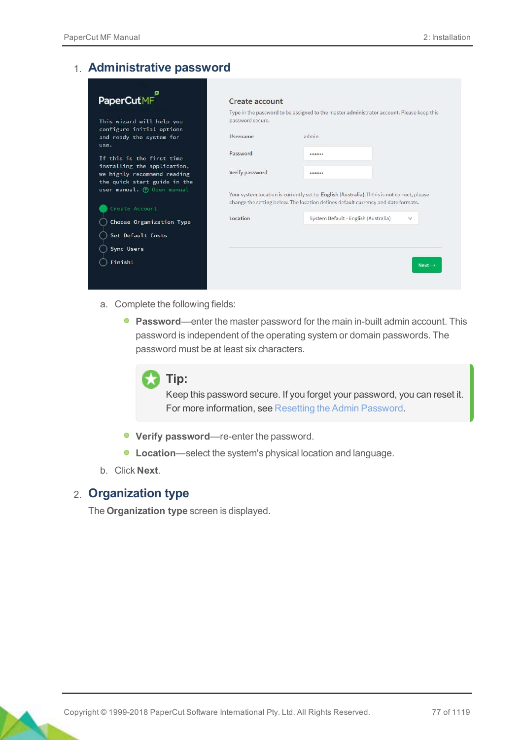1. ## Administrative password

   a. Complete the following fields:

      - **Password**—enter the master password for the main in-built admin account. This password is independent of the operating system or domain passwords. The password must be at least six characters.

        > **Tip:**
        > Keep this password secure. If you forget your password, you can reset it. For more information, see Resetting the Admin Password.

      - **Verify password**—re-enter the password.
      - **Location**—select the system's physical location and language.

   b. Click **Next**.

2. ## Organization type

   The **Organization type** screen is displayed.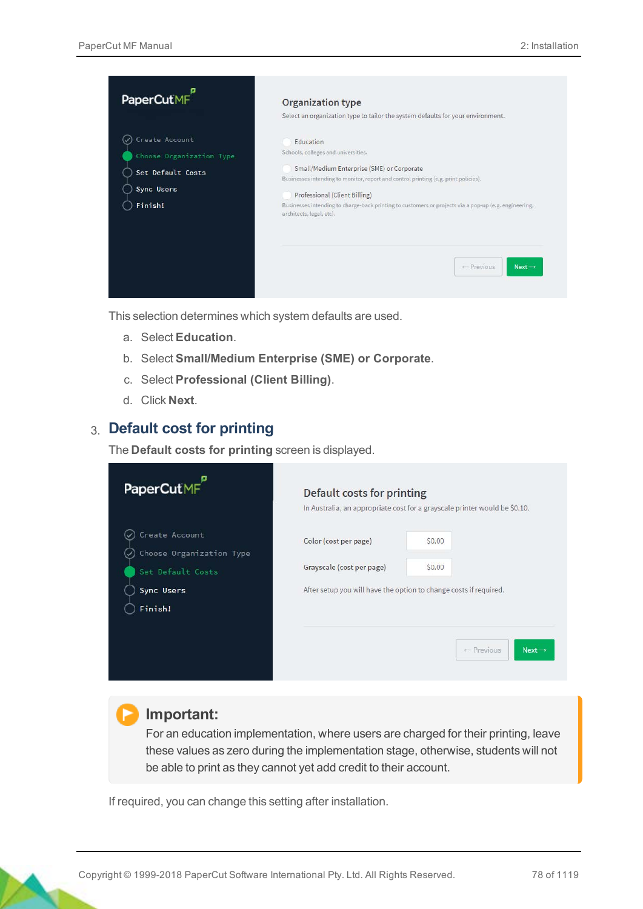This selection determines which system defaults are used.

a. Select **Education**.

b. Select **Small/Medium Enterprise (SME) or Corporate**.

c. Select **Professional (Client Billing)**.

d. Click **Next**.

3. ## Default cost for printing

The **Default costs for printing** screen is displayed.

> **Important:**
> For an education implementation, where users are charged for their printing, leave these values as zero during the implementation stage, otherwise, students will not be able to print as they cannot yet add credit to their account.

If required, you can change this setting after installation.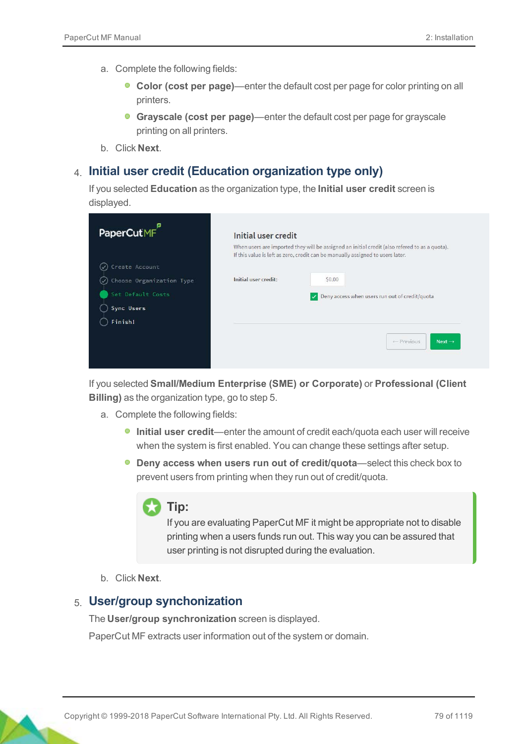a. Complete the following fields:

   - **Color (cost per page)**—enter the default cost per page for color printing on all printers.
   - **Grayscale (cost per page)**—enter the default cost per page for grayscale printing on all printers.

b. Click **Next**.

4. ## Initial user credit (Education organization type only)

If you selected **Education** as the organization type, the **Initial user credit** screen is displayed.

If you selected **Small/Medium Enterprise (SME) or Corporate)** or **Professional (Client Billing)** as the organization type, go to step 5.

a. Complete the following fields:

   - **Initial user credit**—enter the amount of credit each/quota each user will receive when the system is first enabled. You can change these settings after setup.
   - **Deny access when users run out of credit/quota**—select this check box to prevent users from printing when they run out of credit/quota.

> **Tip:**
> If you are evaluating PaperCut MF it might be appropriate not to disable printing when a users funds run out. This way you can be assured that user printing is not disrupted during the evaluation.

b. Click **Next**.

5. ## User/group synchronization

The **User/group synchronization** screen is displayed.

PaperCut MF extracts user information out of the system or domain.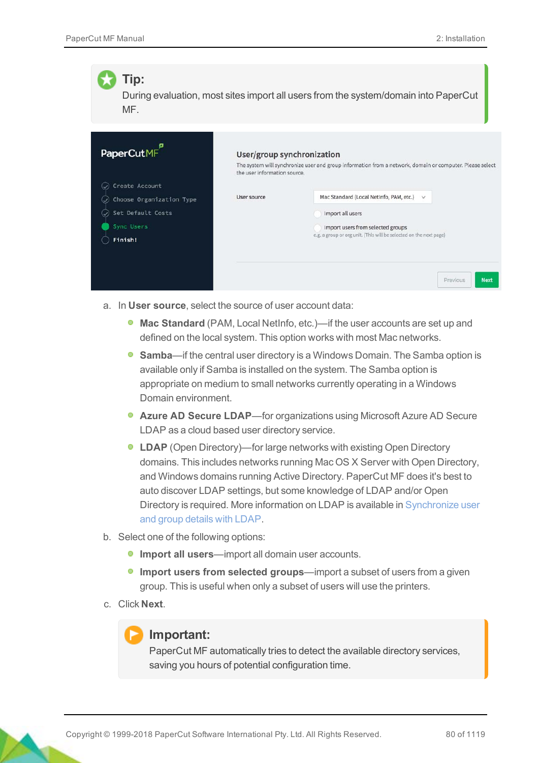> **Tip:**
> During evaluation, most sites import all users from the system/domain into PaperCut MF.

a. In **User source**, select the source of user account data:

- **Mac Standard** (PAM, Local NetInfo, etc.)—if the user accounts are set up and defined on the local system. This option works with most Mac networks.
- **Samba**—if the central user directory is a Windows Domain. The Samba option is available only if Samba is installed on the system. The Samba option is appropriate on medium to small networks currently operating in a Windows Domain environment.
- **Azure AD Secure LDAP**—for organizations using Microsoft Azure AD Secure LDAP as a cloud based user directory service.
- **LDAP** (Open Directory)—for large networks with existing Open Directory domains. This includes networks running Mac OS X Server with Open Directory, and Windows domains running Active Directory. PaperCut MF does it's best to auto discover LDAP settings, but some knowledge of LDAP and/or Open Directory is required. More information on LDAP is available in Synchronize user and group details with LDAP.

b. Select one of the following options:

- **Import all users**—import all domain user accounts.
- **Import users from selected groups**—import a subset of users from a given group. This is useful when only a subset of users will use the printers.

c. Click **Next**.

> **Important:**
> PaperCut MF automatically tries to detect the available directory services, saving you hours of potential configuration time.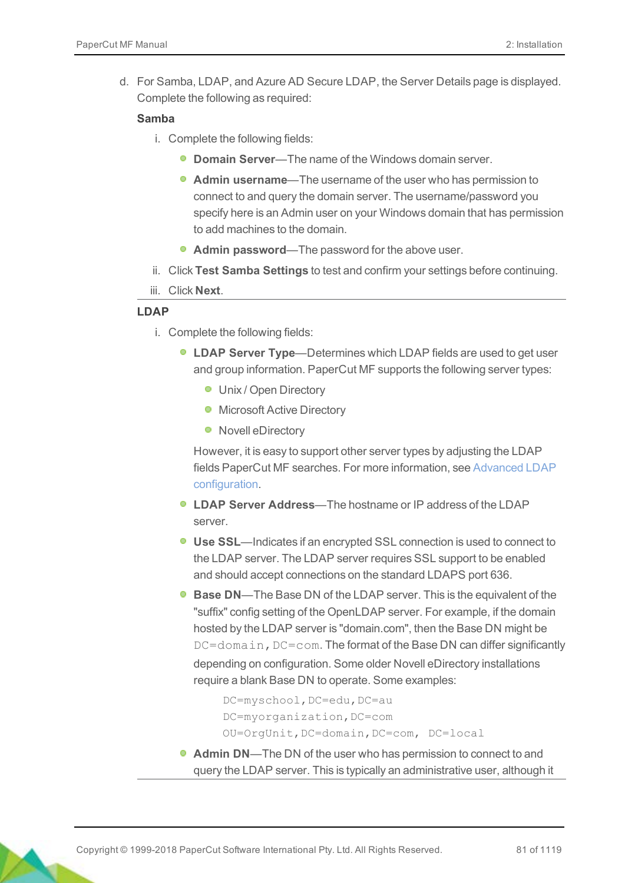d. For Samba, LDAP, and Azure AD Secure LDAP, the Server Details page is displayed. Complete the following as required:

**Samba**

i. Complete the following fields:
   - **Domain Server**—The name of the Windows domain server.
   - **Admin username**—The username of the user who has permission to connect to and query the domain server. The username/password you specify here is an Admin user on your Windows domain that has permission to add machines to the domain.
   - **Admin password**—The password for the above user.

ii. Click **Test Samba Settings** to test and confirm your settings before continuing.

iii. Click **Next**.

---

**LDAP**

i. Complete the following fields:
   - **LDAP Server Type**—Determines which LDAP fields are used to get user and group information. PaperCut MF supports the following server types:
     - Unix / Open Directory
     - Microsoft Active Directory
     - Novell eDirectory

     However, it is easy to support other server types by adjusting the LDAP fields PaperCut MF searches. For more information, see Advanced LDAP configuration.
   - **LDAP Server Address**—The hostname or IP address of the LDAP server.
   - **Use SSL**—Indicates if an encrypted SSL connection is used to connect to the LDAP server. The LDAP server requires SSL support to be enabled and should accept connections on the standard LDAPS port 636.
   - **Base DN**—The Base DN of the LDAP server. This is the equivalent of the "suffix" config setting of the OpenLDAP server. For example, if the domain hosted by the LDAP server is "domain.com", then the Base DN might be `DC=domain,DC=com`. The format of the Base DN can differ significantly depending on configuration. Some older Novell eDirectory installations require a blank Base DN to operate. Some examples:

     ```
     DC=myschool,DC=edu,DC=au
     DC=myorganization,DC=com
     OU=OrgUnit,DC=domain,DC=com, DC=local
     ```
   - **Admin DN**—The DN of the user who has permission to connect to and query the LDAP server. This is typically an administrative user, although it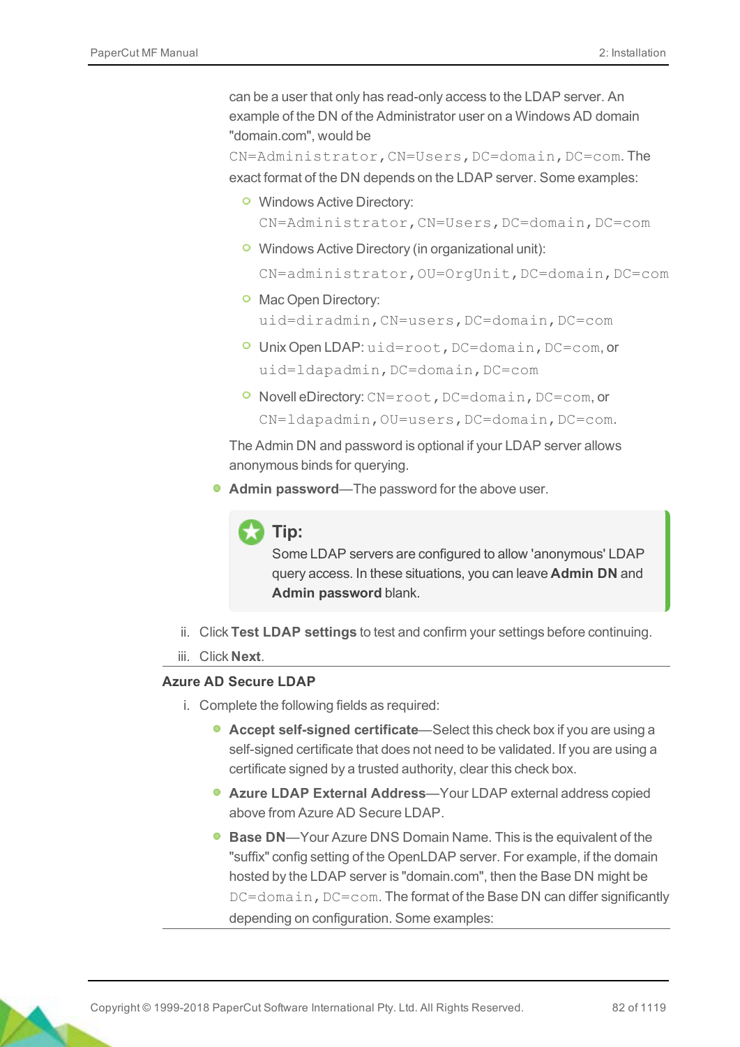can be a user that only has read-only access to the LDAP server. An example of the DN of the Administrator user on a Windows AD domain "domain.com", would be `CN=Administrator,CN=Users,DC=domain,DC=com`. The exact format of the DN depends on the LDAP server. Some examples:

- Windows Active Directory: `CN=Administrator,CN=Users,DC=domain,DC=com`
- Windows Active Directory (in organizational unit): `CN=administrator,OU=OrgUnit,DC=domain,DC=com`
- Mac Open Directory: `uid=diradmin,CN=users,DC=domain,DC=com`
- Unix Open LDAP: `uid=root,DC=domain,DC=com`, or `uid=ldapadmin,DC=domain,DC=com`
- Novell eDirectory: `CN=root,DC=domain,DC=com`, or `CN=ldapadmin,OU=users,DC=domain,DC=com`.

The Admin DN and password is optional if your LDAP server allows anonymous binds for querying.

- **Admin password**—The password for the above user.

> **Tip:**
> Some LDAP servers are configured to allow 'anonymous' LDAP query access. In these situations, you can leave **Admin DN** and **Admin password** blank.

ii. Click **Test LDAP settings** to test and confirm your settings before continuing.

iii. Click **Next**.

**Azure AD Secure LDAP**

i. Complete the following fields as required:

- **Accept self-signed certificate**—Select this check box if you are using a self-signed certificate that does not need to be validated. If you are using a certificate signed by a trusted authority, clear this check box.
- **Azure LDAP External Address**—Your LDAP external address copied above from Azure AD Secure LDAP.
- **Base DN**—Your Azure DNS Domain Name. This is the equivalent of the "suffix" config setting of the OpenLDAP server. For example, if the domain hosted by the LDAP server is "domain.com", then the Base DN might be `DC=domain,DC=com`. The format of the Base DN can differ significantly depending on configuration. Some examples: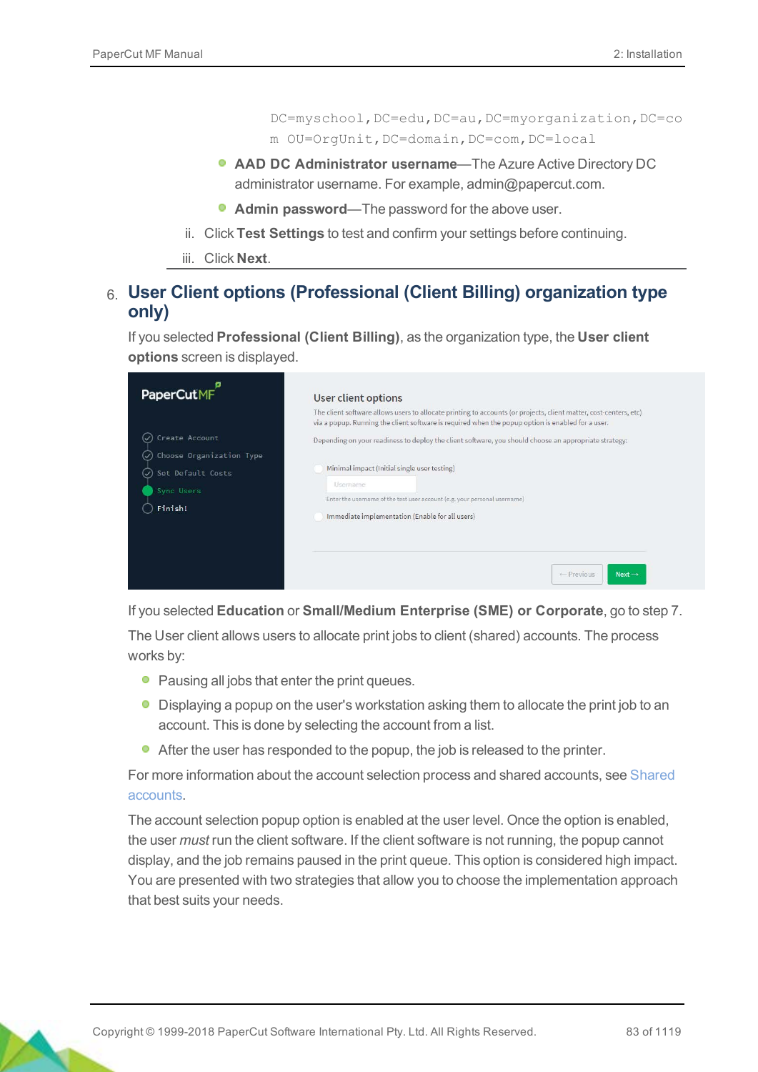DC=myschool,DC=edu,DC=au,DC=myorganization,DC=com OU=OrgUnit,DC=domain,DC=com,DC=local

- **AAD DC Administrator username**—The Azure Active Directory DC administrator username. For example, admin@papercut.com.
- **Admin password**—The password for the above user.

ii. Click **Test Settings** to test and confirm your settings before continuing.

iii. Click **Next**.

6. **User Client options (Professional (Client Billing) organization type only)**

If you selected **Professional (Client Billing)**, as the organization type, the **User client options** screen is displayed.

If you selected **Education** or **Small/Medium Enterprise (SME) or Corporate**, go to step 7.

The User client allows users to allocate print jobs to client (shared) accounts. The process works by:

- Pausing all jobs that enter the print queues.
- Displaying a popup on the user's workstation asking them to allocate the print job to an account. This is done by selecting the account from a list.
- After the user has responded to the popup, the job is released to the printer.

For more information about the account selection process and shared accounts, see Shared accounts.

The account selection popup option is enabled at the user level. Once the option is enabled, the user *must* run the client software. If the client software is not running, the popup cannot display, and the job remains paused in the print queue. This option is considered high impact. You are presented with two strategies that allow you to choose the implementation approach that best suits your needs.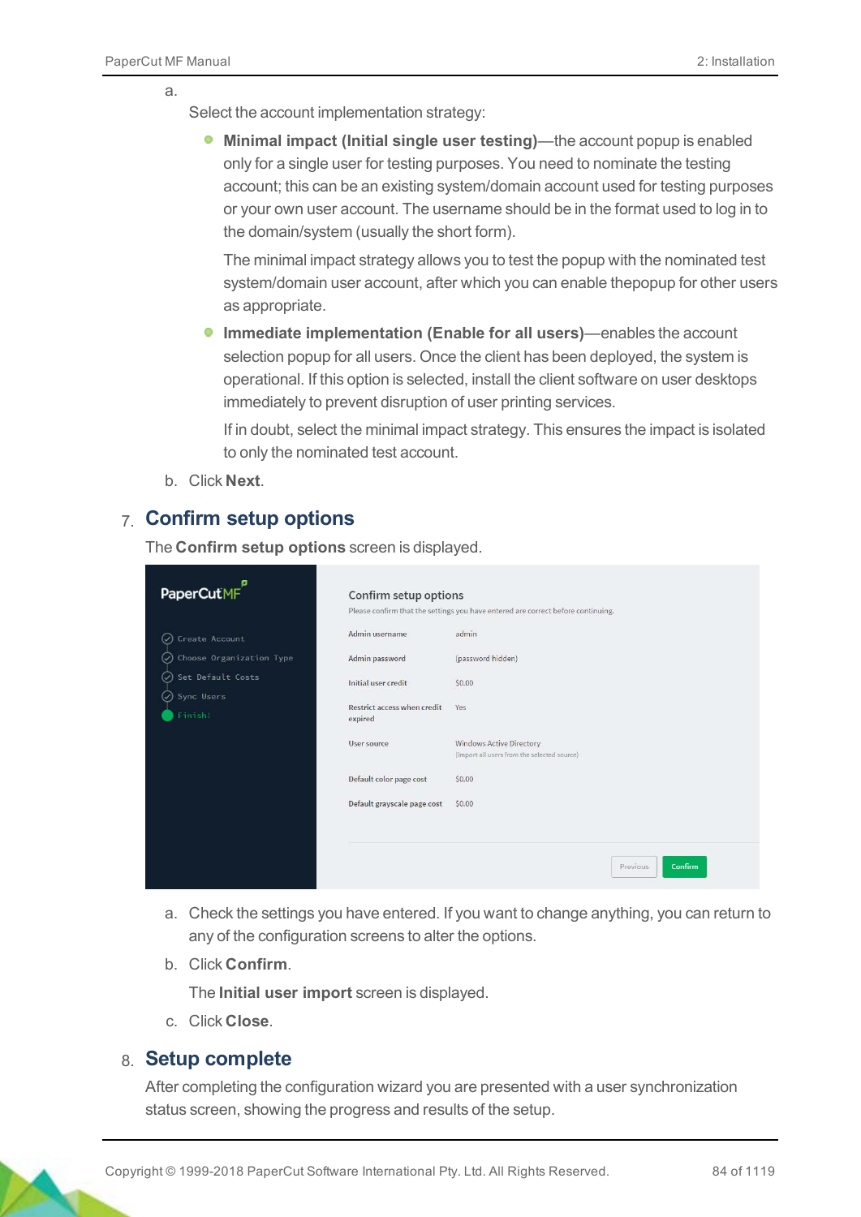a. Select the account implementation strategy:

- **Minimal impact (Initial single user testing)**—the account popup is enabled only for a single user for testing purposes. You need to nominate the testing account; this can be an existing system/domain account used for testing purposes or your own user account. The username should be in the format used to log in to the domain/system (usually the short form).

  The minimal impact strategy allows you to test the popup with the nominated test system/domain user account, after which you can enable thepopup for other users as appropriate.

- **Immediate implementation (Enable for all users)**—enables the account selection popup for all users. Once the client has been deployed, the system is operational. If this option is selected, install the client software on user desktops immediately to prevent disruption of user printing services.

  If in doubt, select the minimal impact strategy. This ensures the impact is isolated to only the nominated test account.

b. Click **Next**.

## 7. Confirm setup options

The **Confirm setup options** screen is displayed.

a. Check the settings you have entered. If you want to change anything, you can return to any of the configuration screens to alter the options.

b. Click **Confirm**.

   The **Initial user import** screen is displayed.

c. Click **Close**.

## 8. Setup complete

After completing the configuration wizard you are presented with a user synchronization status screen, showing the progress and results of the setup.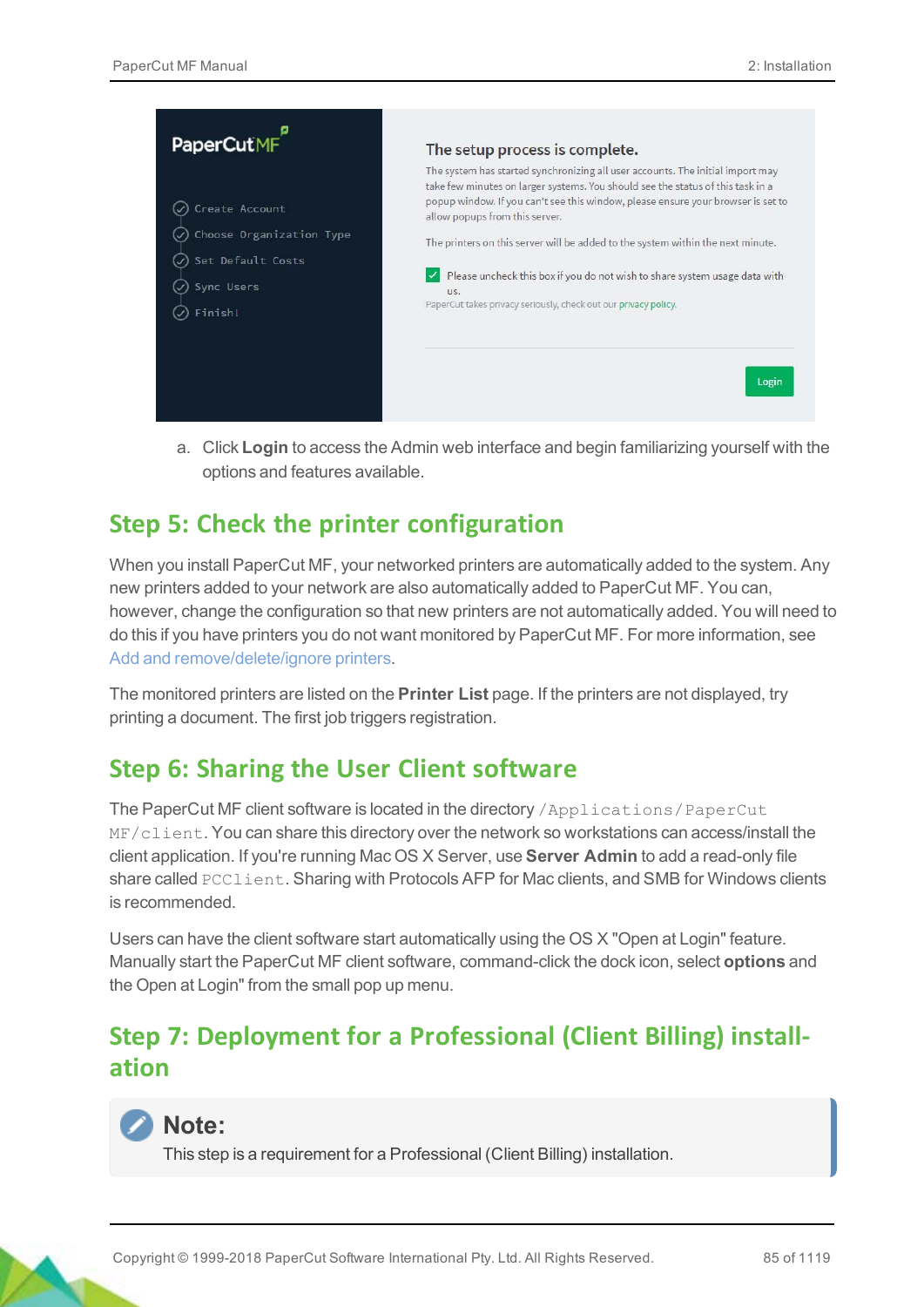a. Click **Login** to access the Admin web interface and begin familiarizing yourself with the options and features available.

## Step 5: Check the printer configuration

When you install PaperCut MF, your networked printers are automatically added to the system. Any new printers added to your network are also automatically added to PaperCut MF. You can, however, change the configuration so that new printers are not automatically added. You will need to do this if you have printers you do not want monitored by PaperCut MF. For more information, see Add and remove/delete/ignore printers.

The monitored printers are listed on the **Printer List** page. If the printers are not displayed, try printing a document. The first job triggers registration.

## Step 6: Sharing the User Client software

The PaperCut MF client software is located in the directory `/Applications/PaperCut MF/client`. You can share this directory over the network so workstations can access/install the client application. If you're running Mac OS X Server, use **Server Admin** to add a read-only file share called `PCClient`. Sharing with Protocols AFP for Mac clients, and SMB for Windows clients is recommended.

Users can have the client software start automatically using the OS X "Open at Login" feature. Manually start the PaperCut MF client software, command-click the dock icon, select **options** and the Open at Login" from the small pop up menu.

## Step 7: Deployment for a Professional (Client Billing) installation

> **Note:**
> This step is a requirement for a Professional (Client Billing) installation.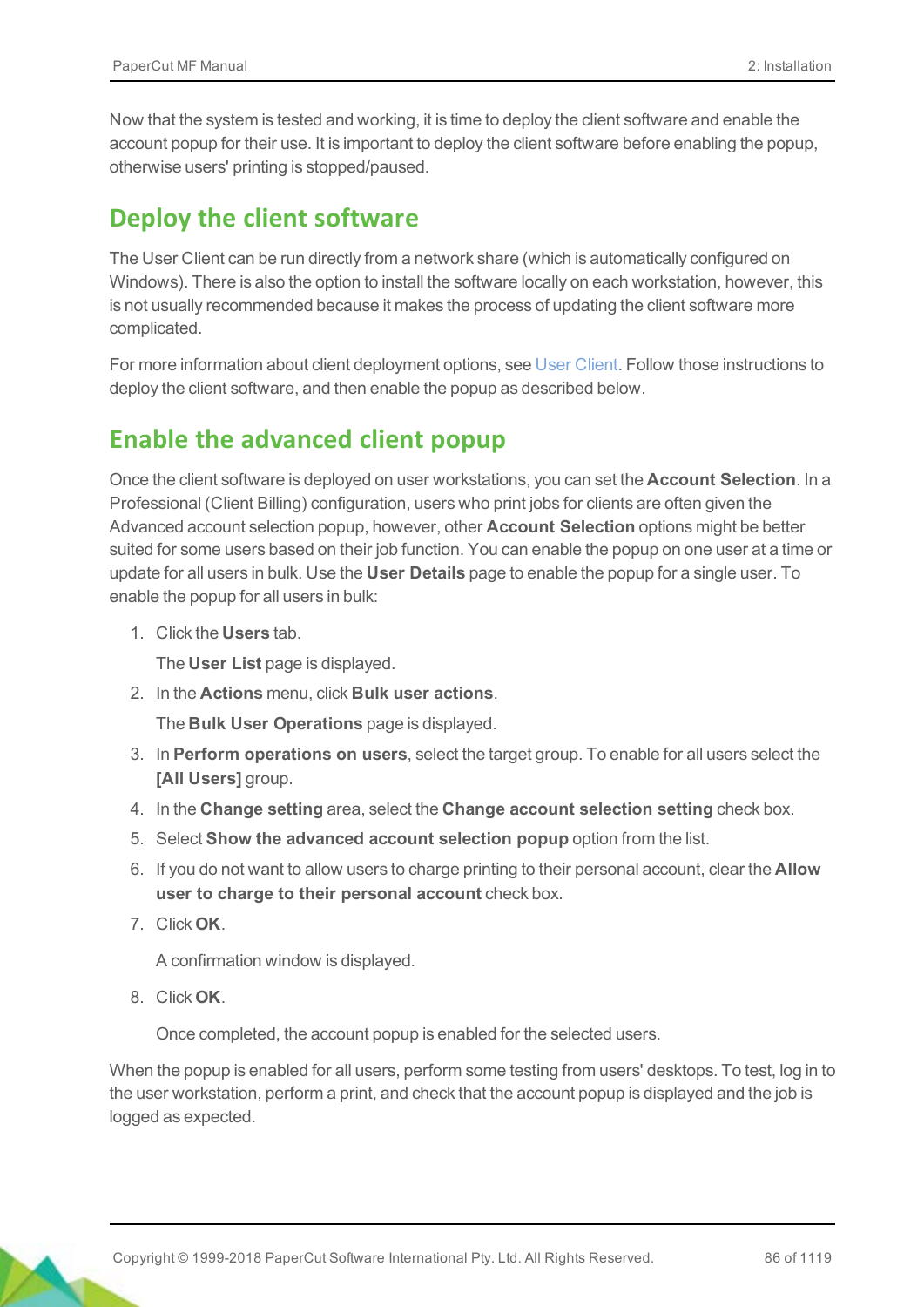Now that the system is tested and working, it is time to deploy the client software and enable the account popup for their use. It is important to deploy the client software before enabling the popup, otherwise users' printing is stopped/paused.

## Deploy the client software

The User Client can be run directly from a network share (which is automatically configured on Windows). There is also the option to install the software locally on each workstation, however, this is not usually recommended because it makes the process of updating the client software more complicated.

For more information about client deployment options, see User Client. Follow those instructions to deploy the client software, and then enable the popup as described below.

## Enable the advanced client popup

Once the client software is deployed on user workstations, you can set the **Account Selection**. In a Professional (Client Billing) configuration, users who print jobs for clients are often given the Advanced account selection popup, however, other **Account Selection** options might be better suited for some users based on their job function. You can enable the popup on one user at a time or update for all users in bulk. Use the **User Details** page to enable the popup for a single user. To enable the popup for all users in bulk:

1. Click the **Users** tab.

   The **User List** page is displayed.

2. In the **Actions** menu, click **Bulk user actions**.

   The **Bulk User Operations** page is displayed.

3. In **Perform operations on users**, select the target group. To enable for all users select the **[All Users]** group.
4. In the **Change setting** area, select the **Change account selection setting** check box.
5. Select **Show the advanced account selection popup** option from the list.
6. If you do not want to allow users to charge printing to their personal account, clear the **Allow user to charge to their personal account** check box.
7. Click **OK**.

   A confirmation window is displayed.

8. Click **OK**.

   Once completed, the account popup is enabled for the selected users.

When the popup is enabled for all users, perform some testing from users' desktops. To test, log in to the user workstation, perform a print, and check that the account popup is displayed and the job is logged as expected.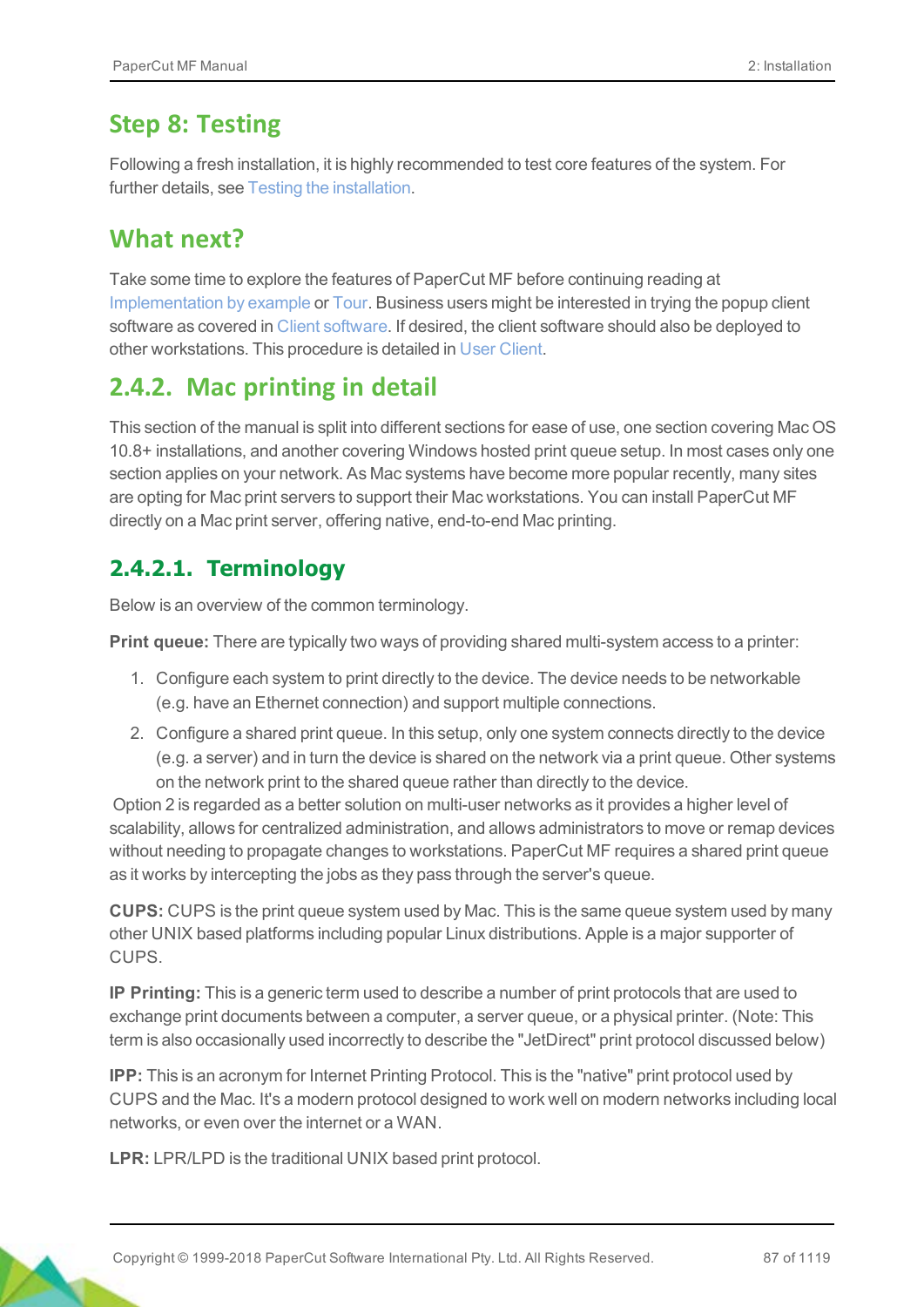## Step 8: Testing

Following a fresh installation, it is highly recommended to test core features of the system. For further details, see Testing the installation.

## What next?

Take some time to explore the features of PaperCut MF before continuing reading at Implementation by example or Tour. Business users might be interested in trying the popup client software as covered in Client software. If desired, the client software should also be deployed to other workstations. This procedure is detailed in User Client.

# 2.4.2. Mac printing in detail

This section of the manual is split into different sections for ease of use, one section covering Mac OS 10.8+ installations, and another covering Windows hosted print queue setup. In most cases only one section applies on your network. As Mac systems have become more popular recently, many sites are opting for Mac print servers to support their Mac workstations. You can install PaperCut MF directly on a Mac print server, offering native, end-to-end Mac printing.

## 2.4.2.1. Terminology

Below is an overview of the common terminology.

**Print queue:** There are typically two ways of providing shared multi-system access to a printer:

1. Configure each system to print directly to the device. The device needs to be networkable (e.g. have an Ethernet connection) and support multiple connections.
2. Configure a shared print queue. In this setup, only one system connects directly to the device (e.g. a server) and in turn the device is shared on the network via a print queue. Other systems on the network print to the shared queue rather than directly to the device.

Option 2 is regarded as a better solution on multi-user networks as it provides a higher level of scalability, allows for centralized administration, and allows administrators to move or remap devices without needing to propagate changes to workstations. PaperCut MF requires a shared print queue as it works by intercepting the jobs as they pass through the server's queue.

**CUPS:** CUPS is the print queue system used by Mac. This is the same queue system used by many other UNIX based platforms including popular Linux distributions. Apple is a major supporter of CUPS.

**IP Printing:** This is a generic term used to describe a number of print protocols that are used to exchange print documents between a computer, a server queue, or a physical printer. (Note: This term is also occasionally used incorrectly to describe the "JetDirect" print protocol discussed below)

**IPP:** This is an acronym for Internet Printing Protocol. This is the "native" print protocol used by CUPS and the Mac. It's a modern protocol designed to work well on modern networks including local networks, or even over the internet or a WAN.

**LPR:** LPR/LPD is the traditional UNIX based print protocol.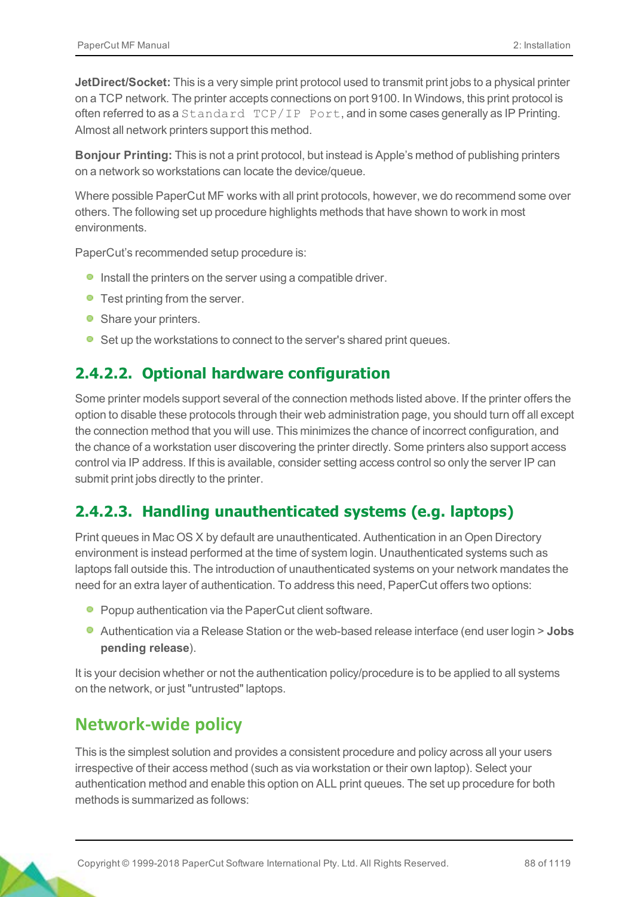**JetDirect/Socket:** This is a very simple print protocol used to transmit print jobs to a physical printer on a TCP network. The printer accepts connections on port 9100. In Windows, this print protocol is often referred to as a `Standard TCP/IP Port`, and in some cases generally as IP Printing. Almost all network printers support this method.

**Bonjour Printing:** This is not a print protocol, but instead is Apple's method of publishing printers on a network so workstations can locate the device/queue.

Where possible PaperCut MF works with all print protocols, however, we do recommend some over others. The following set up procedure highlights methods that have shown to work in most environments.

PaperCut's recommended setup procedure is:

- Install the printers on the server using a compatible driver.
- Test printing from the server.
- Share your printers.
- Set up the workstations to connect to the server's shared print queues.

### 2.4.2.2. Optional hardware configuration

Some printer models support several of the connection methods listed above. If the printer offers the option to disable these protocols through their web administration page, you should turn off all except the connection method that you will use. This minimizes the chance of incorrect configuration, and the chance of a workstation user discovering the printer directly. Some printers also support access control via IP address. If this is available, consider setting access control so only the server IP can submit print jobs directly to the printer.

### 2.4.2.3. Handling unauthenticated systems (e.g. laptops)

Print queues in Mac OS X by default are unauthenticated. Authentication in an Open Directory environment is instead performed at the time of system login. Unauthenticated systems such as laptops fall outside this. The introduction of unauthenticated systems on your network mandates the need for an extra layer of authentication. To address this need, PaperCut offers two options:

- Popup authentication via the PaperCut client software.
- Authentication via a Release Station or the web-based release interface (end user login > **Jobs pending release**).

It is your decision whether or not the authentication policy/procedure is to be applied to all systems on the network, or just "untrusted" laptops.

#### Network-wide policy

This is the simplest solution and provides a consistent procedure and policy across all your users irrespective of their access method (such as via workstation or their own laptop). Select your authentication method and enable this option on ALL print queues. The set up procedure for both methods is summarized as follows: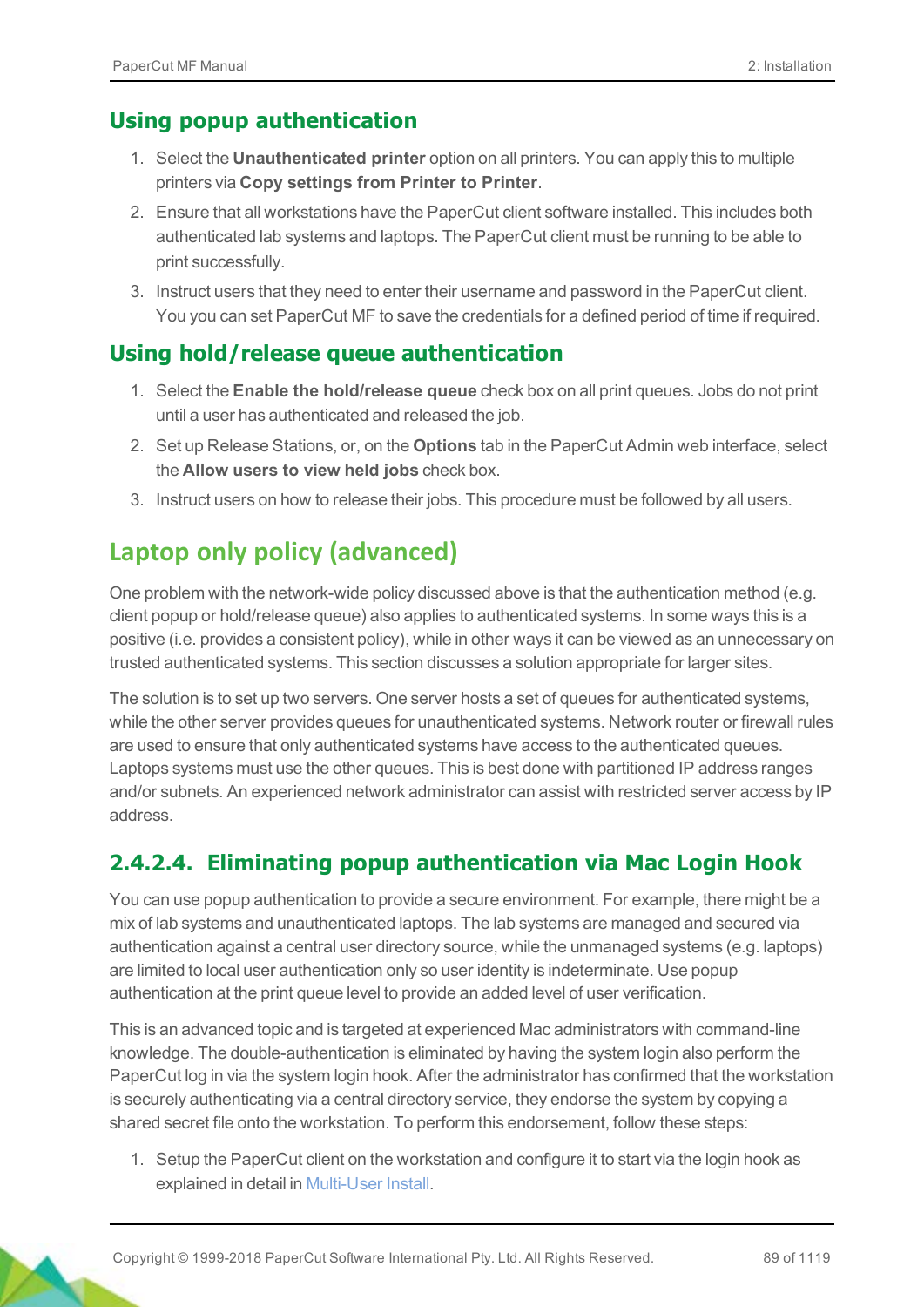### Using popup authentication

1. Select the **Unauthenticated printer** option on all printers. You can apply this to multiple printers via **Copy settings from Printer to Printer**.
2. Ensure that all workstations have the PaperCut client software installed. This includes both authenticated lab systems and laptops. The PaperCut client must be running to be able to print successfully.
3. Instruct users that they need to enter their username and password in the PaperCut client. You you can set PaperCut MF to save the credentials for a defined period of time if required.

### Using hold/release queue authentication

1. Select the **Enable the hold/release queue** check box on all print queues. Jobs do not print until a user has authenticated and released the job.
2. Set up Release Stations, or, on the **Options** tab in the PaperCut Admin web interface, select the **Allow users to view held jobs** check box.
3. Instruct users on how to release their jobs. This procedure must be followed by all users.

## Laptop only policy (advanced)

One problem with the network-wide policy discussed above is that the authentication method (e.g. client popup or hold/release queue) also applies to authenticated systems. In some ways this is a positive (i.e. provides a consistent policy), while in other ways it can be viewed as an unnecessary on trusted authenticated systems. This section discusses a solution appropriate for larger sites.

The solution is to set up two servers. One server hosts a set of queues for authenticated systems, while the other server provides queues for unauthenticated systems. Network router or firewall rules are used to ensure that only authenticated systems have access to the authenticated queues. Laptops systems must use the other queues. This is best done with partitioned IP address ranges and/or subnets. An experienced network administrator can assist with restricted server access by IP address.

### 2.4.2.4. Eliminating popup authentication via Mac Login Hook

You can use popup authentication to provide a secure environment. For example, there might be a mix of lab systems and unauthenticated laptops. The lab systems are managed and secured via authentication against a central user directory source, while the unmanaged systems (e.g. laptops) are limited to local user authentication only so user identity is indeterminate. Use popup authentication at the print queue level to provide an added level of user verification.

This is an advanced topic and is targeted at experienced Mac administrators with command-line knowledge. The double-authentication is eliminated by having the system login also perform the PaperCut log in via the system login hook. After the administrator has confirmed that the workstation is securely authenticating via a central directory service, they endorse the system by copying a shared secret file onto the workstation. To perform this endorsement, follow these steps:

1. Setup the PaperCut client on the workstation and configure it to start via the login hook as explained in detail in Multi-User Install.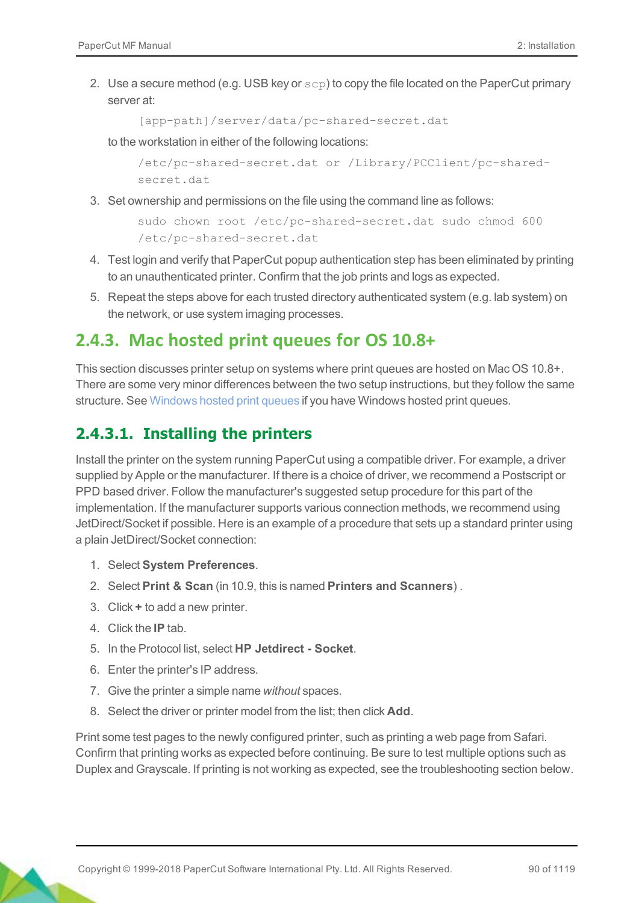2. Use a secure method (e.g. USB key or `scp`) to copy the file located on the PaperCut primary server at:

   `[app-path]/server/data/pc-shared-secret.dat`

   to the workstation in either of the following locations:

   `/etc/pc-shared-secret.dat or /Library/PCClient/pc-shared-secret.dat`

3. Set ownership and permissions on the file using the command line as follows:

   `sudo chown root /etc/pc-shared-secret.dat sudo chmod 600 /etc/pc-shared-secret.dat`

4. Test login and verify that PaperCut popup authentication step has been eliminated by printing to an unauthenticated printer. Confirm that the job prints and logs as expected.
5. Repeat the steps above for each trusted directory authenticated system (e.g. lab system) on the network, or use system imaging processes.

## 2.4.3. Mac hosted print queues for OS 10.8+

This section discusses printer setup on systems where print queues are hosted on Mac OS 10.8+. There are some very minor differences between the two setup instructions, but they follow the same structure. See Windows hosted print queues if you have Windows hosted print queues.

### 2.4.3.1. Installing the printers

Install the printer on the system running PaperCut using a compatible driver. For example, a driver supplied by Apple or the manufacturer. If there is a choice of driver, we recommend a Postscript or PPD based driver. Follow the manufacturer's suggested setup procedure for this part of the implementation. If the manufacturer supports various connection methods, we recommend using JetDirect/Socket if possible. Here is an example of a procedure that sets up a standard printer using a plain JetDirect/Socket connection:

1. Select **System Preferences**.
2. Select **Print & Scan** (in 10.9, this is named **Printers and Scanners**) .
3. Click **+** to add a new printer.
4. Click the **IP** tab.
5. In the Protocol list, select **HP Jetdirect - Socket**.
6. Enter the printer's IP address.
7. Give the printer a simple name *without* spaces.
8. Select the driver or printer model from the list; then click **Add**.

Print some test pages to the newly configured printer, such as printing a web page from Safari. Confirm that printing works as expected before continuing. Be sure to test multiple options such as Duplex and Grayscale. If printing is not working as expected, see the troubleshooting section below.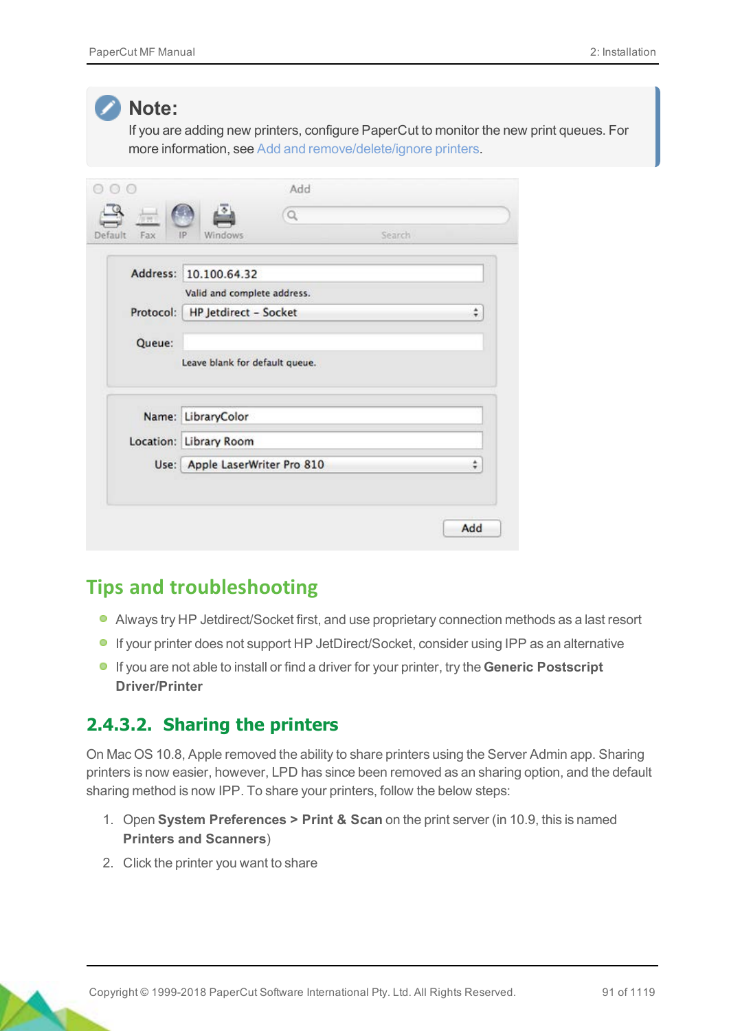> **Note:**
> If you are adding new printers, configure PaperCut to monitor the new print queues. For more information, see Add and remove/delete/ignore printers.

## Tips and troubleshooting

- Always try HP Jetdirect/Socket first, and use proprietary connection methods as a last resort
- If your printer does not support HP JetDirect/Socket, consider using IPP as an alternative
- If you are not able to install or find a driver for your printer, try the **Generic Postscript Driver/Printer**

### 2.4.3.2. Sharing the printers

On Mac OS 10.8, Apple removed the ability to share printers using the Server Admin app. Sharing printers is now easier, however, LPD has since been removed as an sharing option, and the default sharing method is now IPP. To share your printers, follow the below steps:

1. Open **System Preferences > Print & Scan** on the print server (in 10.9, this is named **Printers and Scanners**)
2. Click the printer you want to share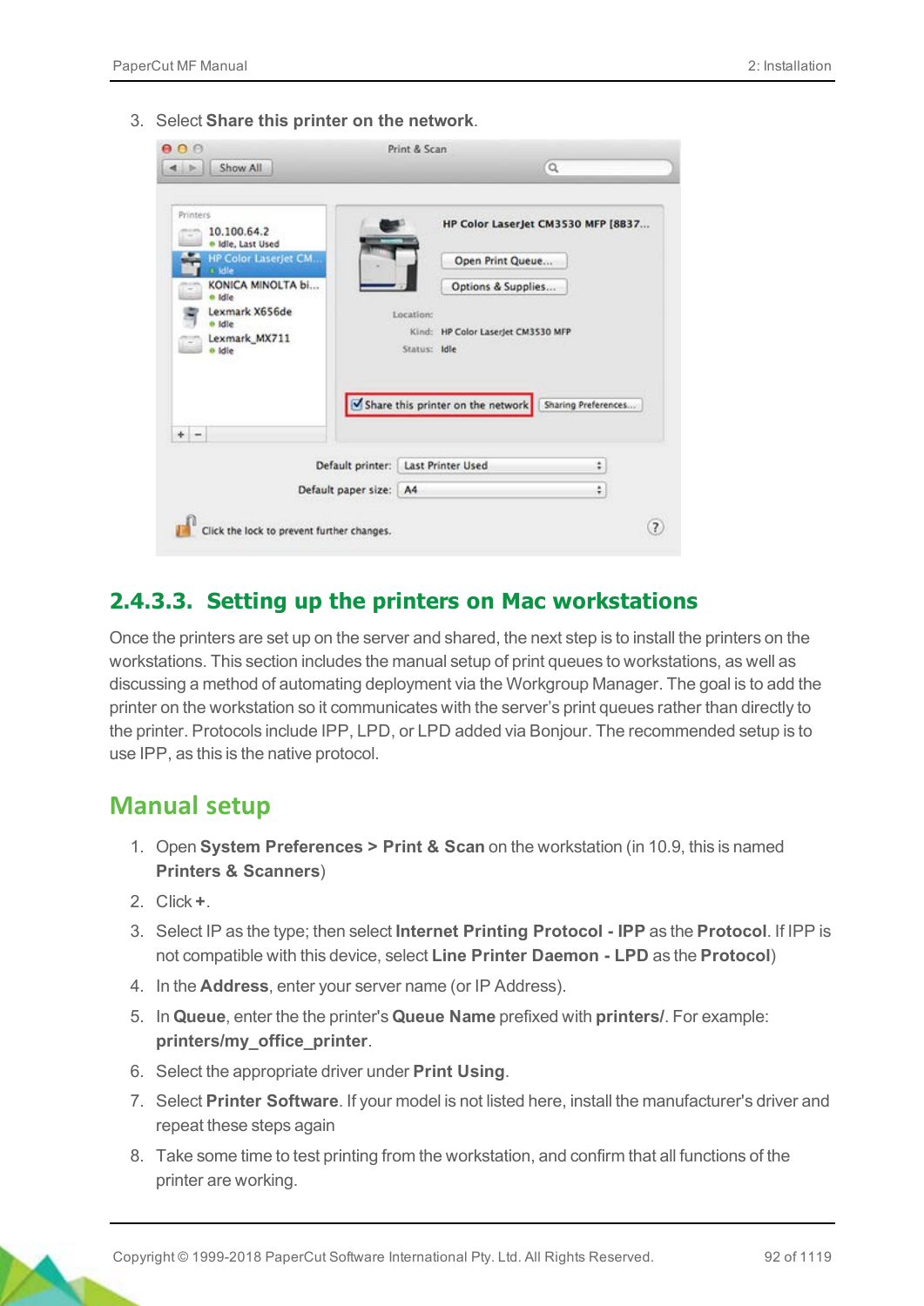3. Select **Share this printer on the network**.

## 2.4.3.3. Setting up the printers on Mac workstations

Once the printers are set up on the server and shared, the next step is to install the printers on the workstations. This section includes the manual setup of print queues to workstations, as well as discussing a method of automating deployment via the Workgroup Manager. The goal is to add the printer on the workstation so it communicates with the server's print queues rather than directly to the printer. Protocols include IPP, LPD, or LPD added via Bonjour. The recommended setup is to use IPP, as this is the native protocol.

### Manual setup

1. Open **System Preferences > Print & Scan** on the workstation (in 10.9, this is named **Printers & Scanners**)
2. Click **+**.
3. Select IP as the type; then select **Internet Printing Protocol - IPP** as the **Protocol**. If IPP is not compatible with this device, select **Line Printer Daemon - LPD** as the **Protocol**)
4. In the **Address**, enter your server name (or IP Address).
5. In **Queue**, enter the the printer's **Queue Name** prefixed with **printers/**. For example: **printers/my_office_printer**.
6. Select the appropriate driver under **Print Using**.
7. Select **Printer Software**. If your model is not listed here, install the manufacturer's driver and repeat these steps again
8. Take some time to test printing from the workstation, and confirm that all functions of the printer are working.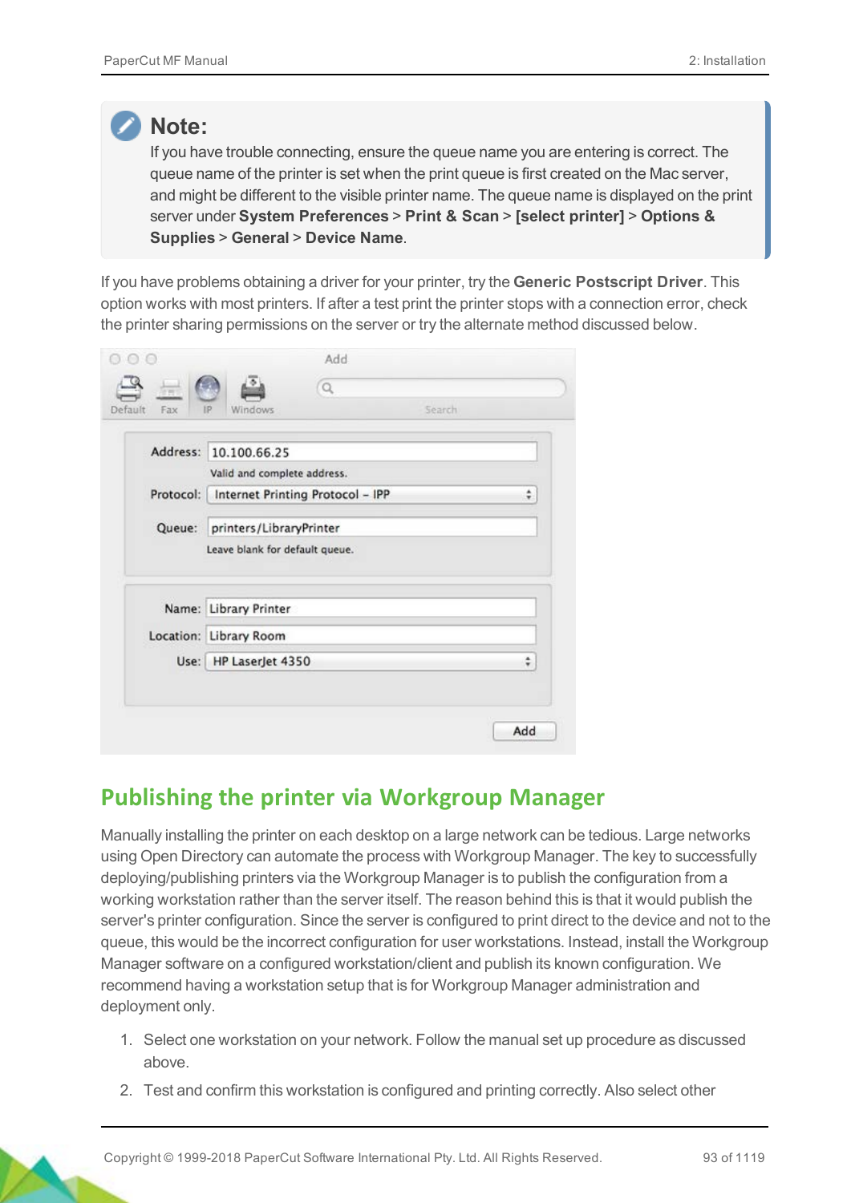> **Note:**
> If you have trouble connecting, ensure the queue name you are entering is correct. The queue name of the printer is set when the print queue is first created on the Mac server, and might be different to the visible printer name. The queue name is displayed on the print server under **System Preferences** > **Print & Scan** > **[select printer]** > **Options & Supplies** > **General** > **Device Name**.

If you have problems obtaining a driver for your printer, try the **Generic Postscript Driver**. This option works with most printers. If after a test print the printer stops with a connection error, check the printer sharing permissions on the server or try the alternate method discussed below.

## Publishing the printer via Workgroup Manager

Manually installing the printer on each desktop on a large network can be tedious. Large networks using Open Directory can automate the process with Workgroup Manager. The key to successfully deploying/publishing printers via the Workgroup Manager is to publish the configuration from a working workstation rather than the server itself. The reason behind this is that it would publish the server's printer configuration. Since the server is configured to print direct to the device and not to the queue, this would be the incorrect configuration for user workstations. Instead, install the Workgroup Manager software on a configured workstation/client and publish its known configuration. We recommend having a workstation setup that is for Workgroup Manager administration and deployment only.

1. Select one workstation on your network. Follow the manual set up procedure as discussed above.
2. Test and confirm this workstation is configured and printing correctly. Also select other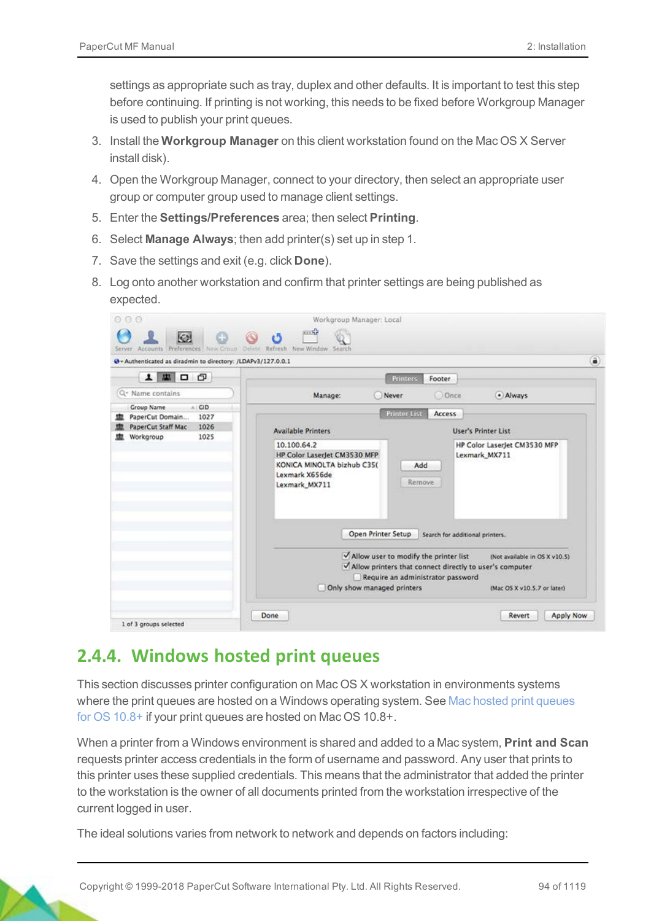settings as appropriate such as tray, duplex and other defaults. It is important to test this step before continuing. If printing is not working, this needs to be fixed before Workgroup Manager is used to publish your print queues.

3. Install the **Workgroup Manager** on this client workstation found on the Mac OS X Server install disk).
4. Open the Workgroup Manager, connect to your directory, then select an appropriate user group or computer group used to manage client settings.
5. Enter the **Settings/Preferences** area; then select **Printing**.
6. Select **Manage Always**; then add printer(s) set up in step 1.
7. Save the settings and exit (e.g. click **Done**).
8. Log onto another workstation and confirm that printer settings are being published as expected.

## 2.4.4. Windows hosted print queues

This section discusses printer configuration on Mac OS X workstation in environments systems where the print queues are hosted on a Windows operating system. See Mac hosted print queues for OS 10.8+ if your print queues are hosted on Mac OS 10.8+.

When a printer from a Windows environment is shared and added to a Mac system, **Print and Scan** requests printer access credentials in the form of username and password. Any user that prints to this printer uses these supplied credentials. This means that the administrator that added the printer to the workstation is the owner of all documents printed from the workstation irrespective of the current logged in user.

The ideal solutions varies from network to network and depends on factors including: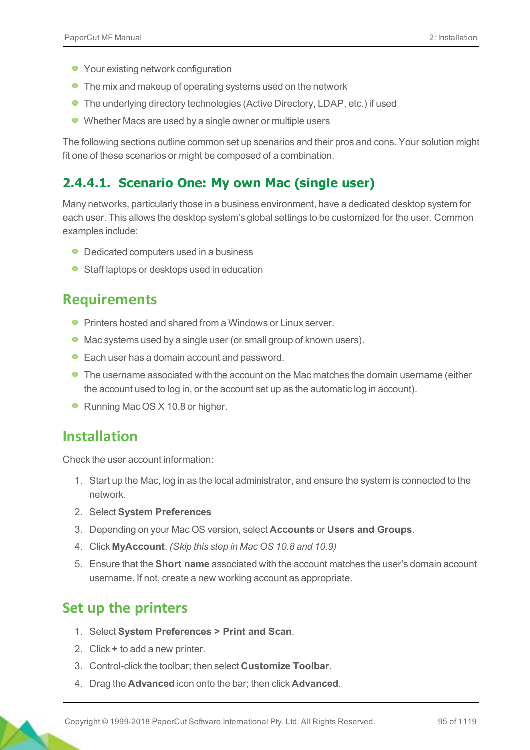- Your existing network configuration
- The mix and makeup of operating systems used on the network
- The underlying directory technologies (Active Directory, LDAP, etc.) if used
- Whether Macs are used by a single owner or multiple users

The following sections outline common set up scenarios and their pros and cons. Your solution might fit one of these scenarios or might be composed of a combination.

### 2.4.4.1. Scenario One: My own Mac (single user)

Many networks, particularly those in a business environment, have a dedicated desktop system for each user. This allows the desktop system's global settings to be customized for the user. Common examples include:

- Dedicated computers used in a business
- Staff laptops or desktops used in education

## Requirements

- Printers hosted and shared from a Windows or Linux server.
- Mac systems used by a single user (or small group of known users).
- Each user has a domain account and password.
- The username associated with the account on the Mac matches the domain username (either the account used to log in, or the account set up as the automatic log in account).
- Running Mac OS X 10.8 or higher.

## Installation

Check the user account information:

1. Start up the Mac, log in as the local administrator, and ensure the system is connected to the network.
2. Select **System Preferences**
3. Depending on your Mac OS version, select **Accounts** or **Users and Groups**.
4. Click **MyAccount**. *(Skip this step in Mac OS 10.8 and 10.9)*
5. Ensure that the **Short name** associated with the account matches the user's domain account username. If not, create a new working account as appropriate.

## Set up the printers

1. Select **System Preferences > Print and Scan**.
2. Click **+** to add a new printer.
3. Control-click the toolbar; then select **Customize Toolbar**.
4. Drag the **Advanced** icon onto the bar; then click **Advanced**.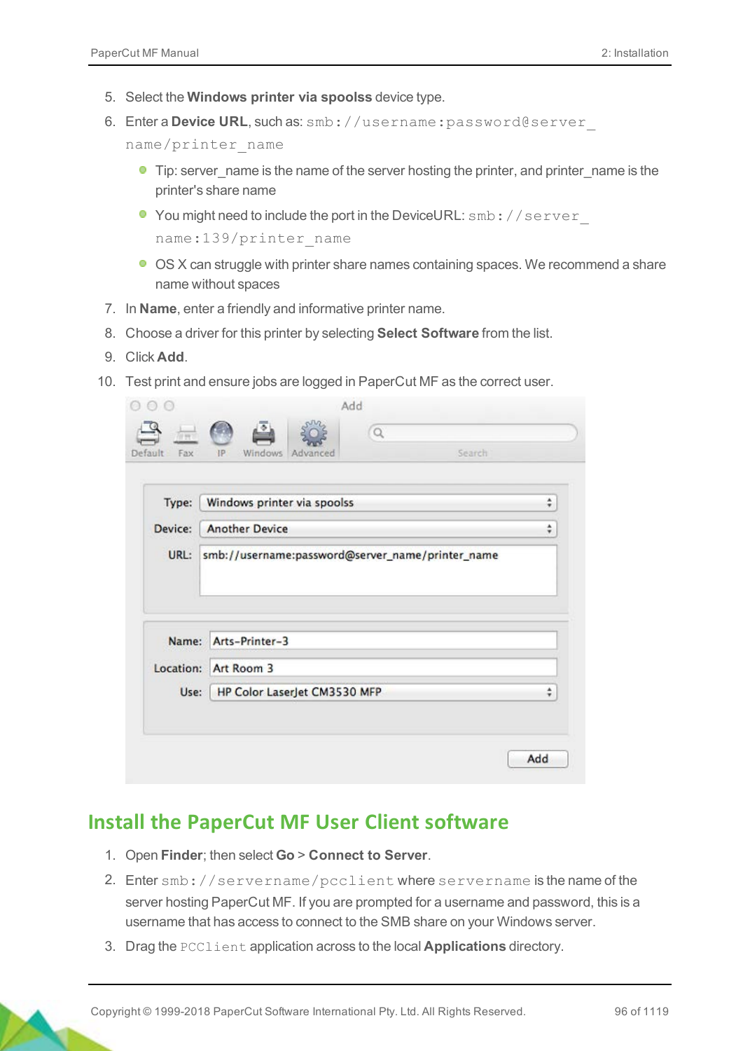5. Select the **Windows printer via spoolss** device type.
6. Enter a **Device URL**, such as: `smb://username:password@server_name/printer_name`
   - Tip: server_name is the name of the server hosting the printer, and printer_name is the printer's share name
   - You might need to include the port in the DeviceURL: `smb://server_name:139/printer_name`
   - OS X can struggle with printer share names containing spaces. We recommend a share name without spaces
7. In **Name**, enter a friendly and informative printer name.
8. Choose a driver for this printer by selecting **Select Software** from the list.
9. Click **Add**.
10. Test print and ensure jobs are logged in PaperCut MF as the correct user.

## Install the PaperCut MF User Client software

1. Open **Finder**; then select **Go** > **Connect to Server**.
2. Enter `smb://servername/pcclient` where `servername` is the name of the server hosting PaperCut MF. If you are prompted for a username and password, this is a username that has access to connect to the SMB share on your Windows server.
3. Drag the `PCClient` application across to the local **Applications** directory.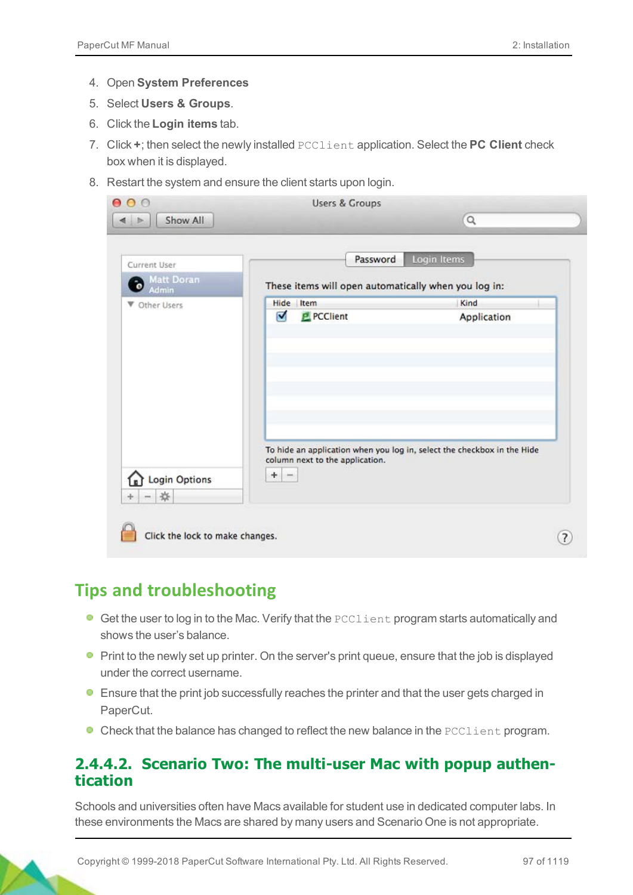4. Open **System Preferences**
5. Select **Users & Groups**.
6. Click the **Login items** tab.
7. Click **+**; then select the newly installed `PCClient` application. Select the **PC Client** check box when it is displayed.
8. Restart the system and ensure the client starts upon login.

## Tips and troubleshooting

- Get the user to log in to the Mac. Verify that the `PCClient` program starts automatically and shows the user's balance.
- Print to the newly set up printer. On the server's print queue, ensure that the job is displayed under the correct username.
- Ensure that the print job successfully reaches the printer and that the user gets charged in PaperCut.
- Check that the balance has changed to reflect the new balance in the `PCClient` program.

### 2.4.4.2. Scenario Two: The multi-user Mac with popup authentication

Schools and universities often have Macs available for student use in dedicated computer labs. In these environments the Macs are shared by many users and Scenario One is not appropriate.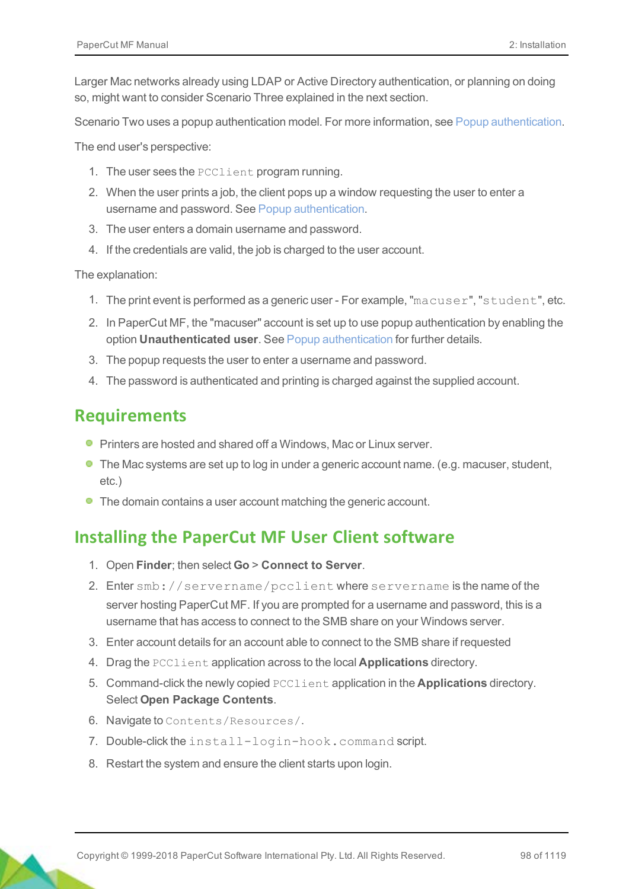Larger Mac networks already using LDAP or Active Directory authentication, or planning on doing so, might want to consider Scenario Three explained in the next section.

Scenario Two uses a popup authentication model. For more information, see Popup authentication.

The end user's perspective:

1. The user sees the `PCClient` program running.
2. When the user prints a job, the client pops up a window requesting the user to enter a username and password. See Popup authentication.
3. The user enters a domain username and password.
4. If the credentials are valid, the job is charged to the user account.

The explanation:

1. The print event is performed as a generic user - For example, "`macuser`", "`student`", etc.
2. In PaperCut MF, the "macuser" account is set up to use popup authentication by enabling the option **Unauthenticated user**. See Popup authentication for further details.
3. The popup requests the user to enter a username and password.
4. The password is authenticated and printing is charged against the supplied account.

## Requirements

- Printers are hosted and shared off a Windows, Mac or Linux server.
- The Mac systems are set up to log in under a generic account name. (e.g. macuser, student, etc.)
- The domain contains a user account matching the generic account.

## Installing the PaperCut MF User Client software

1. Open **Finder**; then select **Go** > **Connect to Server**.
2. Enter `smb://servername/pcclient` where `servername` is the name of the server hosting PaperCut MF. If you are prompted for a username and password, this is a username that has access to connect to the SMB share on your Windows server.
3. Enter account details for an account able to connect to the SMB share if requested
4. Drag the `PCClient` application across to the local **Applications** directory.
5. Command-click the newly copied `PCClient` application in the **Applications** directory. Select **Open Package Contents**.
6. Navigate to `Contents/Resources/`.
7. Double-click the `install-login-hook.command` script.
8. Restart the system and ensure the client starts upon login.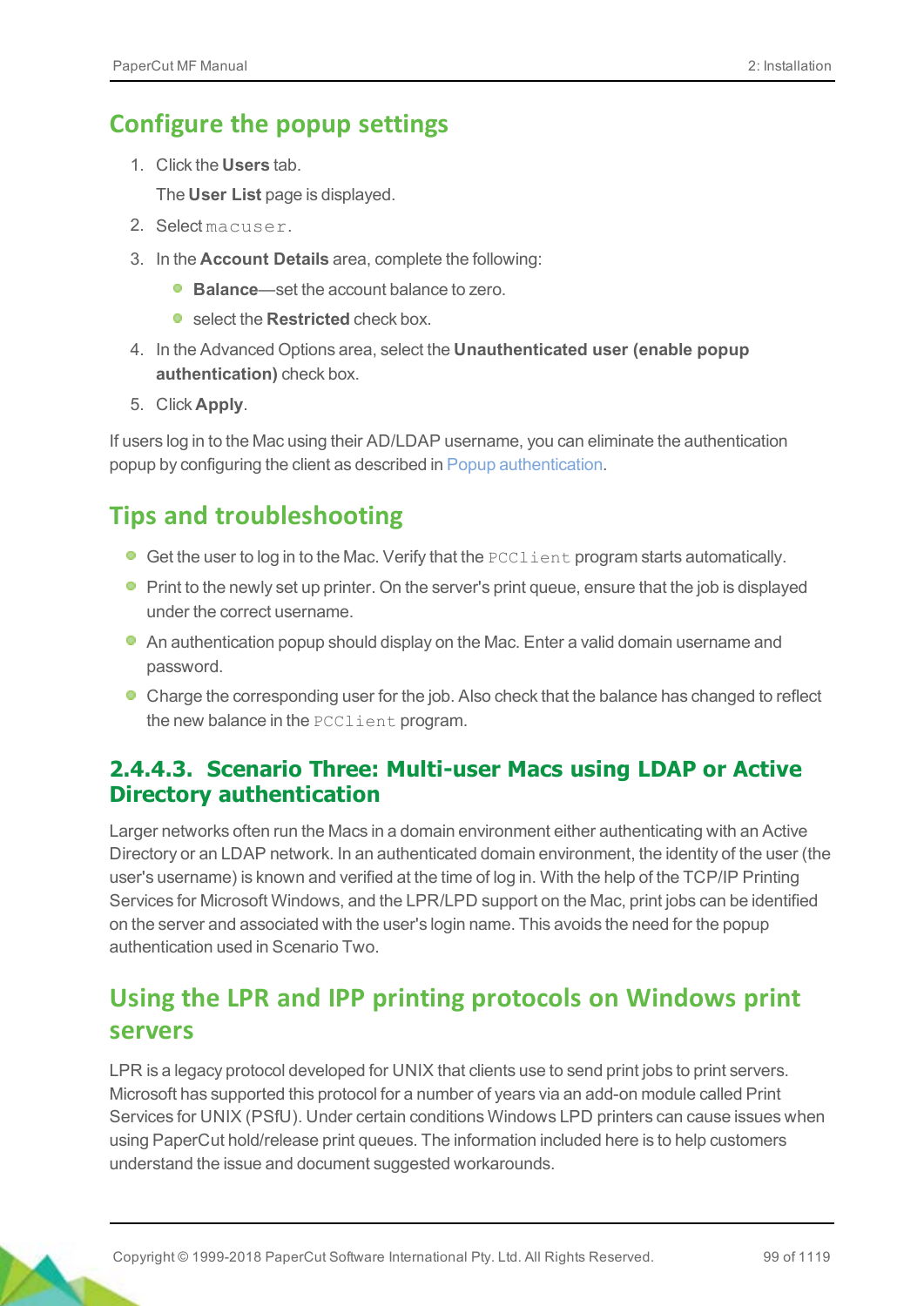## Configure the popup settings

1. Click the **Users** tab.

   The **User List** page is displayed.
2. Select `macuser`.
3. In the **Account Details** area, complete the following:
   - **Balance**—set the account balance to zero.
   - select the **Restricted** check box.
4. In the Advanced Options area, select the **Unauthenticated user (enable popup authentication)** check box.
5. Click **Apply**.

If users log in to the Mac using their AD/LDAP username, you can eliminate the authentication popup by configuring the client as described in Popup authentication.

## Tips and troubleshooting

- Get the user to log in to the Mac. Verify that the `PCClient` program starts automatically.
- Print to the newly set up printer. On the server's print queue, ensure that the job is displayed under the correct username.
- An authentication popup should display on the Mac. Enter a valid domain username and password.
- Charge the corresponding user for the job. Also check that the balance has changed to reflect the new balance in the `PCClient` program.

### 2.4.4.3. Scenario Three: Multi-user Macs using LDAP or Active Directory authentication

Larger networks often run the Macs in a domain environment either authenticating with an Active Directory or an LDAP network. In an authenticated domain environment, the identity of the user (the user's username) is known and verified at the time of log in. With the help of the TCP/IP Printing Services for Microsoft Windows, and the LPR/LPD support on the Mac, print jobs can be identified on the server and associated with the user's login name. This avoids the need for the popup authentication used in Scenario Two.

## Using the LPR and IPP printing protocols on Windows print servers

LPR is a legacy protocol developed for UNIX that clients use to send print jobs to print servers. Microsoft has supported this protocol for a number of years via an add-on module called Print Services for UNIX (PSfU). Under certain conditions Windows LPD printers can cause issues when using PaperCut hold/release print queues. The information included here is to help customers understand the issue and document suggested workarounds.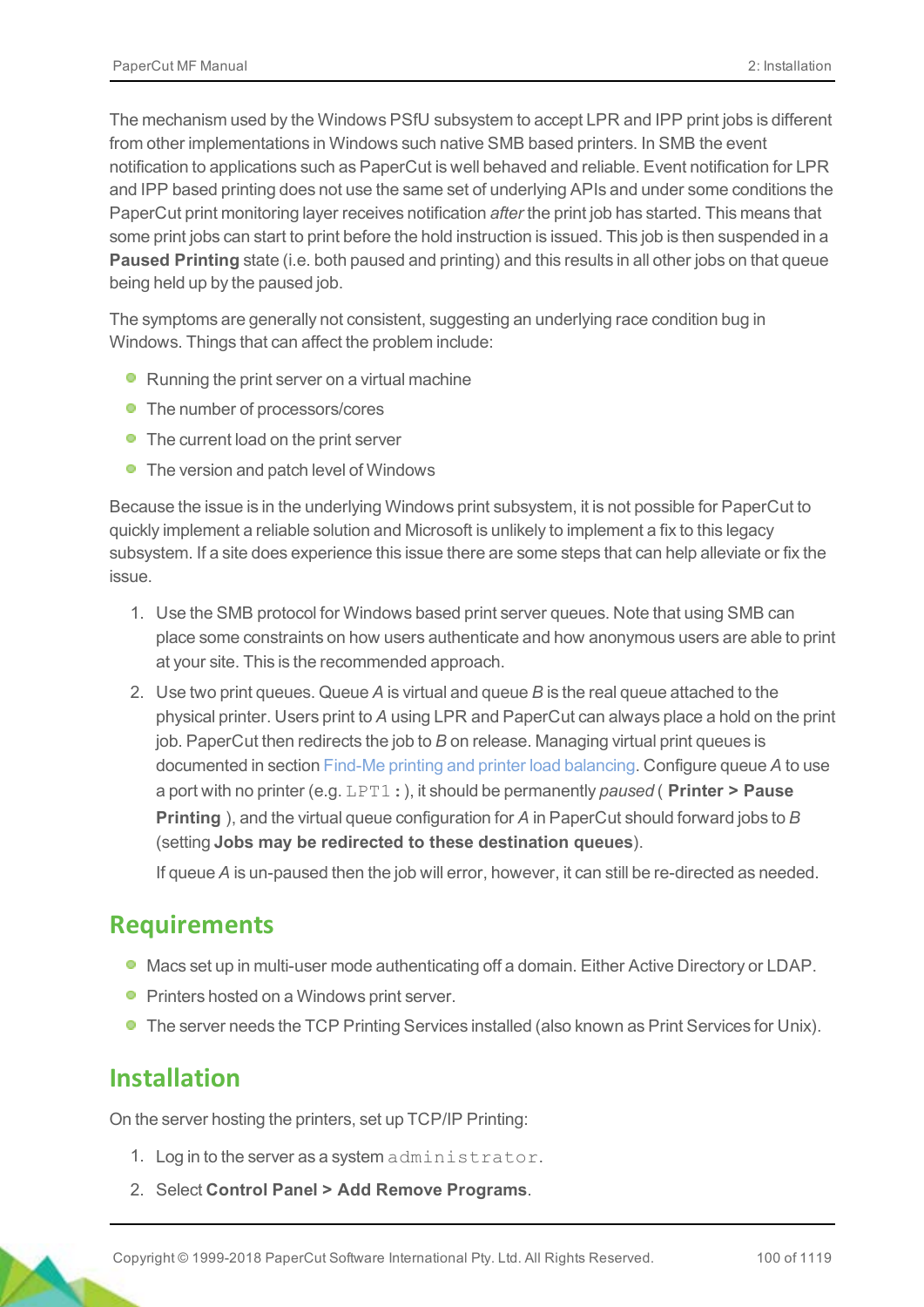The mechanism used by the Windows PSfU subsystem to accept LPR and IPP print jobs is different from other implementations in Windows such native SMB based printers. In SMB the event notification to applications such as PaperCut is well behaved and reliable. Event notification for LPR and IPP based printing does not use the same set of underlying APIs and under some conditions the PaperCut print monitoring layer receives notification *after* the print job has started. This means that some print jobs can start to print before the hold instruction is issued. This job is then suspended in a **Paused Printing** state (i.e. both paused and printing) and this results in all other jobs on that queue being held up by the paused job.

The symptoms are generally not consistent, suggesting an underlying race condition bug in Windows. Things that can affect the problem include:

- Running the print server on a virtual machine
- The number of processors/cores
- The current load on the print server
- The version and patch level of Windows

Because the issue is in the underlying Windows print subsystem, it is not possible for PaperCut to quickly implement a reliable solution and Microsoft is unlikely to implement a fix to this legacy subsystem. If a site does experience this issue there are some steps that can help alleviate or fix the issue.

1. Use the SMB protocol for Windows based print server queues. Note that using SMB can place some constraints on how users authenticate and how anonymous users are able to print at your site. This is the recommended approach.
2. Use two print queues. Queue *A* is virtual and queue *B* is the real queue attached to the physical printer. Users print to *A* using LPR and PaperCut can always place a hold on the print job. PaperCut then redirects the job to *B* on release. Managing virtual print queues is documented in section Find-Me printing and printer load balancing. Configure queue *A* to use a port with no printer (e.g. `LPT1:`), it should be permanently *paused* ( **Printer > Pause Printing** ), and the virtual queue configuration for *A* in PaperCut should forward jobs to *B* (setting **Jobs may be redirected to these destination queues**).

   If queue *A* is un-paused then the job will error, however, it can still be re-directed as needed.

## Requirements

- Macs set up in multi-user mode authenticating off a domain. Either Active Directory or LDAP.
- Printers hosted on a Windows print server.
- The server needs the TCP Printing Services installed (also known as Print Services for Unix).

## Installation

On the server hosting the printers, set up TCP/IP Printing:

1. Log in to the server as a system `administrator`.
2. Select **Control Panel > Add Remove Programs**.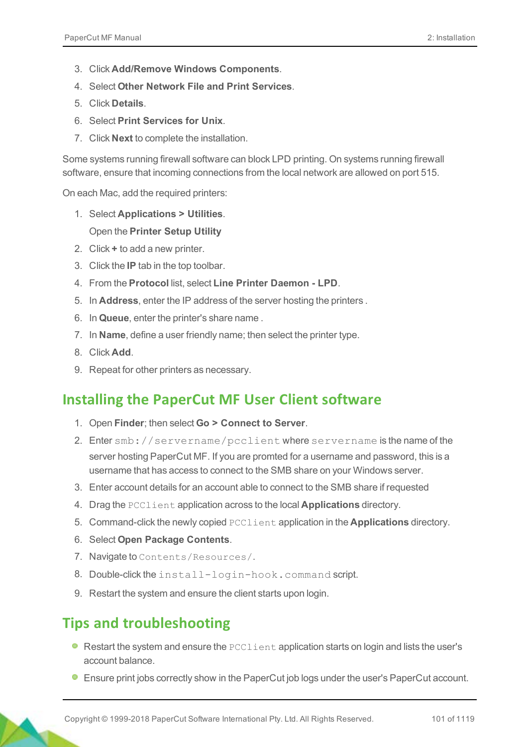3. Click **Add/Remove Windows Components**.
4. Select **Other Network File and Print Services**.
5. Click **Details**.
6. Select **Print Services for Unix**.
7. Click **Next** to complete the installation.

Some systems running firewall software can block LPD printing. On systems running firewall software, ensure that incoming connections from the local network are allowed on port 515.

On each Mac, add the required printers:

1. Select **Applications > Utilities**.

   Open the **Printer Setup Utility**
2. Click **+** to add a new printer.
3. Click the **IP** tab in the top toolbar.
4. From the **Protocol** list, select **Line Printer Daemon - LPD**.
5. In **Address**, enter the IP address of the server hosting the printers .
6. In **Queue**, enter the printer's share name .
7. In **Name**, define a user friendly name; then select the printer type.
8. Click **Add**.
9. Repeat for other printers as necessary.

## Installing the PaperCut MF User Client software

1. Open **Finder**; then select **Go > Connect to Server**.
2. Enter `smb://servername/pcclient` where `servername` is the name of the server hosting PaperCut MF. If you are promted for a username and password, this is a username that has access to connect to the SMB share on your Windows server.
3. Enter account details for an account able to connect to the SMB share if requested
4. Drag the `PCClient` application across to the local **Applications** directory.
5. Command-click the newly copied `PCClient` application in the **Applications** directory.
6. Select **Open Package Contents**.
7. Navigate to `Contents/Resources/`.
8. Double-click the `install-login-hook.command` script.
9. Restart the system and ensure the client starts upon login.

## Tips and troubleshooting

- Restart the system and ensure the `PCClient` application starts on login and lists the user's account balance.
- Ensure print jobs correctly show in the PaperCut job logs under the user's PaperCut account.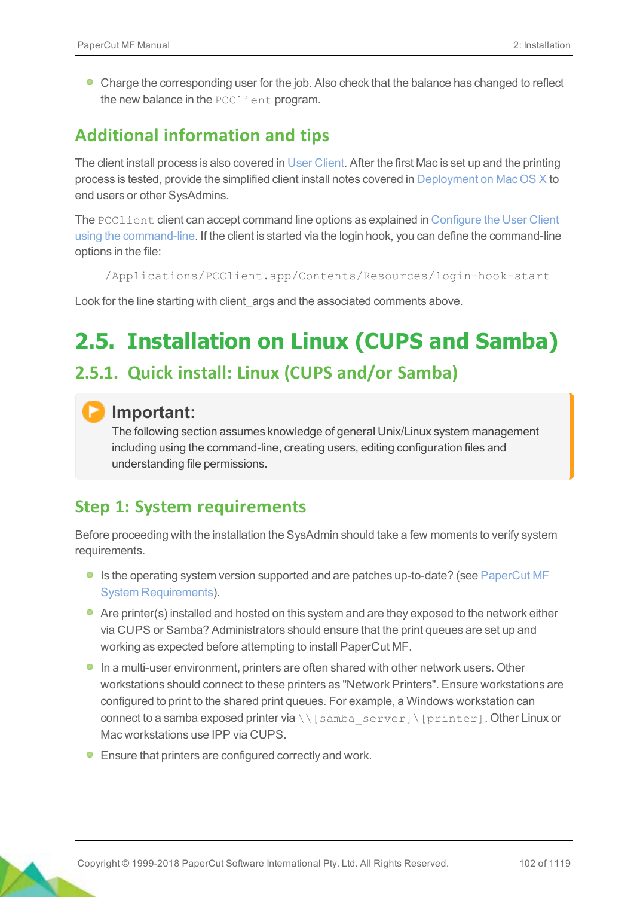- Charge the corresponding user for the job. Also check that the balance has changed to reflect the new balance in the PCClient program.

### Additional information and tips

The client install process is also covered in User Client. After the first Mac is set up and the printing process is tested, provide the simplified client install notes covered in Deployment on Mac OS X to end users or other SysAdmins.

The PCClient client can accept command line options as explained in Configure the User Client using the command-line. If the client is started via the login hook, you can define the command-line options in the file:

```
/Applications/PCClient.app/Contents/Resources/login-hook-start
```

Look for the line starting with client_args and the associated comments above.

# 2.5. Installation on Linux (CUPS and Samba)

## 2.5.1. Quick install: Linux (CUPS and/or Samba)

> **Important:**
> The following section assumes knowledge of general Unix/Linux system management including using the command-line, creating users, editing configuration files and understanding file permissions.

### Step 1: System requirements

Before proceeding with the installation the SysAdmin should take a few moments to verify system requirements.

- Is the operating system version supported and are patches up-to-date? (see PaperCut MF System Requirements).
- Are printer(s) installed and hosted on this system and are they exposed to the network either via CUPS or Samba? Administrators should ensure that the print queues are set up and working as expected before attempting to install PaperCut MF.
- In a multi-user environment, printers are often shared with other network users. Other workstations should connect to these printers as "Network Printers". Ensure workstations are configured to print to the shared print queues. For example, a Windows workstation can connect to a samba exposed printer via `\\[samba_server]\[printer]`. Other Linux or Mac workstations use IPP via CUPS.
- Ensure that printers are configured correctly and work.